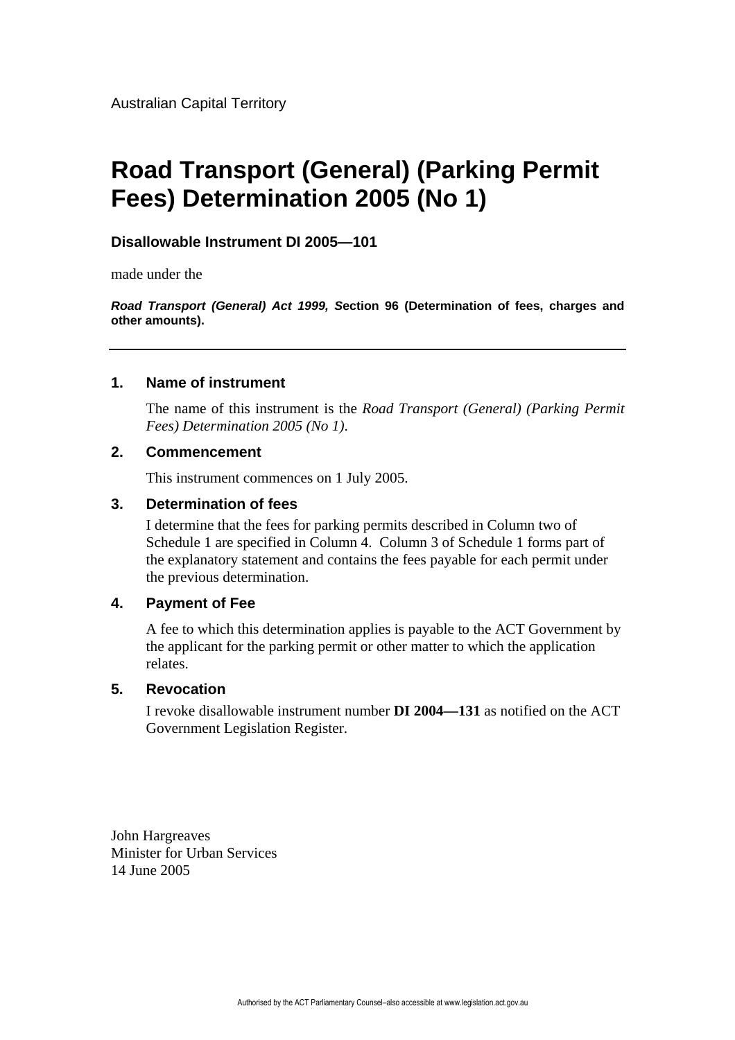Australian Capital Territory

# Road Transport (General) (Parking Permit Fees) Determination 2005 (No 1)

**Disallowable Instrument DI 2005—101**

made under the

***Road Transport (General) Act 1999, S*****ection 96 (Determination of fees, charges and other amounts).**

---

### 1. Name of instrument

The name of this instrument is the *Road Transport (General) (Parking Permit Fees) Determination 2005 (No 1)*.

### 2. Commencement

This instrument commences on 1 July 2005.

### 3. Determination of fees

I determine that the fees for parking permits described in Column two of Schedule 1 are specified in Column 4. Column 3 of Schedule 1 forms part of the explanatory statement and contains the fees payable for each permit under the previous determination.

### 4. Payment of Fee

A fee to which this determination applies is payable to the ACT Government by the applicant for the parking permit or other matter to which the application relates.

### 5. Revocation

I revoke disallowable instrument number **DI 2004—131** as notified on the ACT Government Legislation Register.

John Hargreaves
Minister for Urban Services
14 June 2005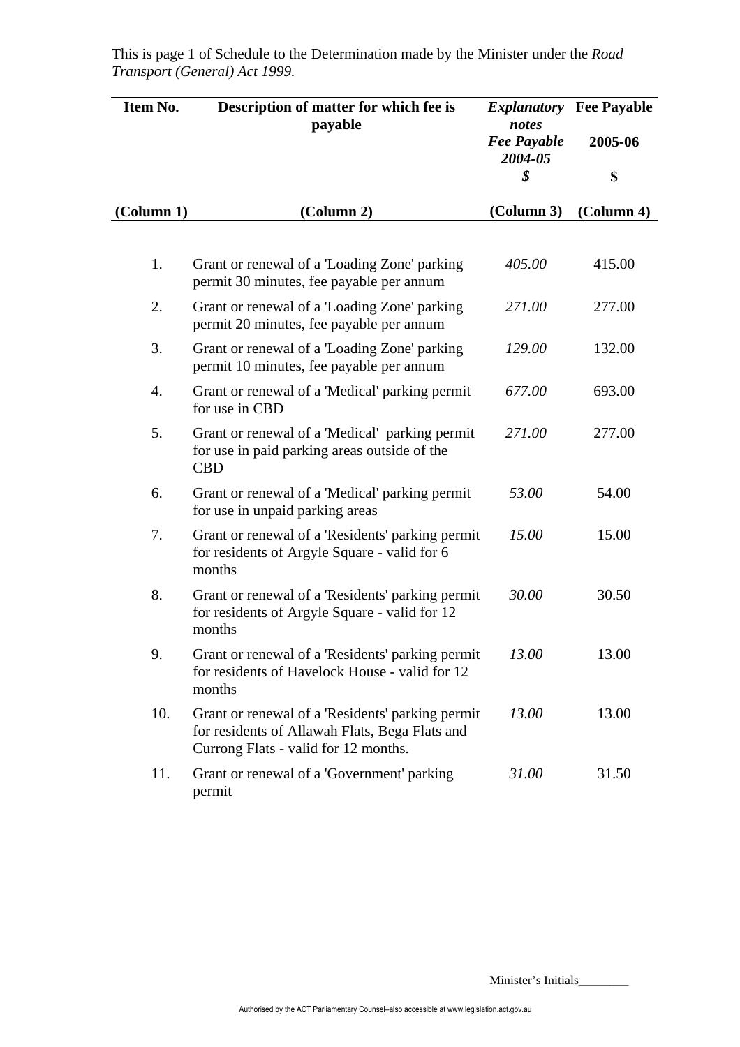This is page 1 of Schedule to the Determination made by the Minister under the *Road Transport (General) Act 1999.*

| Item No. | Description of matter for which fee is payable | *Explanatory notes* *Fee Payable 2004-05* *$* | Fee Payable 2005-06 $ |
|---|---|---|---|
| (Column 1) | (Column 2) | (Column 3) | (Column 4) |
| 1. | Grant or renewal of a 'Loading Zone' parking permit 30 minutes, fee payable per annum | *405.00* | 415.00 |
| 2. | Grant or renewal of a 'Loading Zone' parking permit 20 minutes, fee payable per annum | *271.00* | 277.00 |
| 3. | Grant or renewal of a 'Loading Zone' parking permit 10 minutes, fee payable per annum | *129.00* | 132.00 |
| 4. | Grant or renewal of a 'Medical' parking permit for use in CBD | *677.00* | 693.00 |
| 5. | Grant or renewal of a 'Medical' parking permit for use in paid parking areas outside of the CBD | *271.00* | 277.00 |
| 6. | Grant or renewal of a 'Medical' parking permit for use in unpaid parking areas | *53.00* | 54.00 |
| 7. | Grant or renewal of a 'Residents' parking permit for residents of Argyle Square - valid for 6 months | *15.00* | 15.00 |
| 8. | Grant or renewal of a 'Residents' parking permit for residents of Argyle Square - valid for 12 months | *30.00* | 30.50 |
| 9. | Grant or renewal of a 'Residents' parking permit for residents of Havelock House - valid for 12 months | *13.00* | 13.00 |
| 10. | Grant or renewal of a 'Residents' parking permit for residents of Allawah Flats, Bega Flats and Currong Flats - valid for 12 months. | *13.00* | 13.00 |
| 11. | Grant or renewal of a 'Government' parking permit | *31.00* | 31.50 |

Minister's Initials________